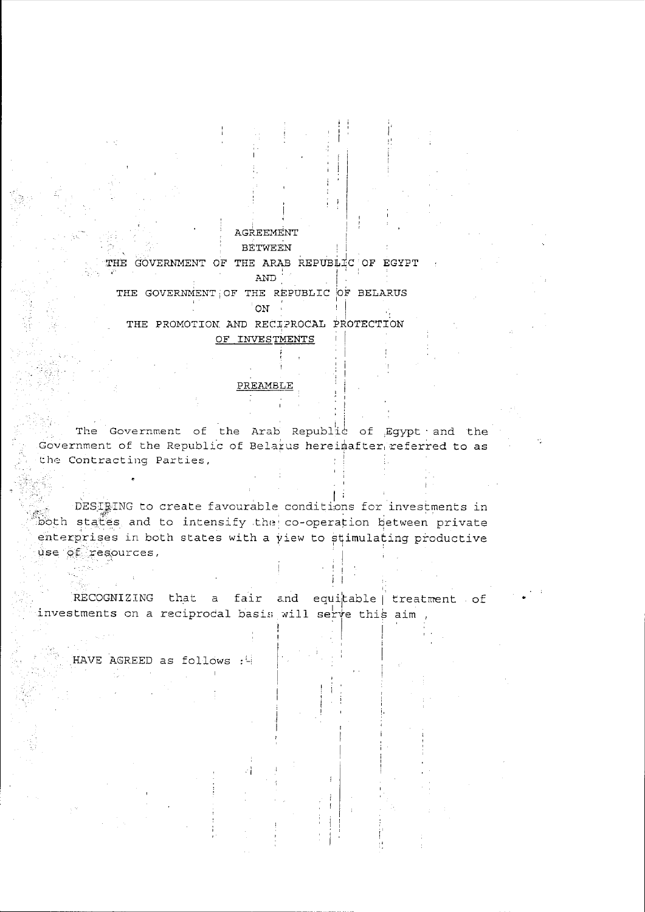# AGREEMENT
# BETWEEN
# THE GOVERNMENT OF THE ARAB REPUBLIC OF EGYPT
# AND
# THE GOVERNMENT OF THE REPUBLIC OF BELARUS
# ON
# THE PROMOTION AND RECIPROCAL PROTECTION OF INVESTMENTS

## PREAMBLE

The Government of the Arab Republic of Egypt and the Government of the Republic of Belarus hereinafter referred to as the Contracting Parties,

DESIRING to create favourable conditions for investments in both states and to intensify the co-operation between private enterprises in both states with a view to stimulating productive use of resources,

RECOGNIZING that a fair and equitable treatment of investments on a reciprocal basis will serve this aim ,

HAVE AGREED as follows :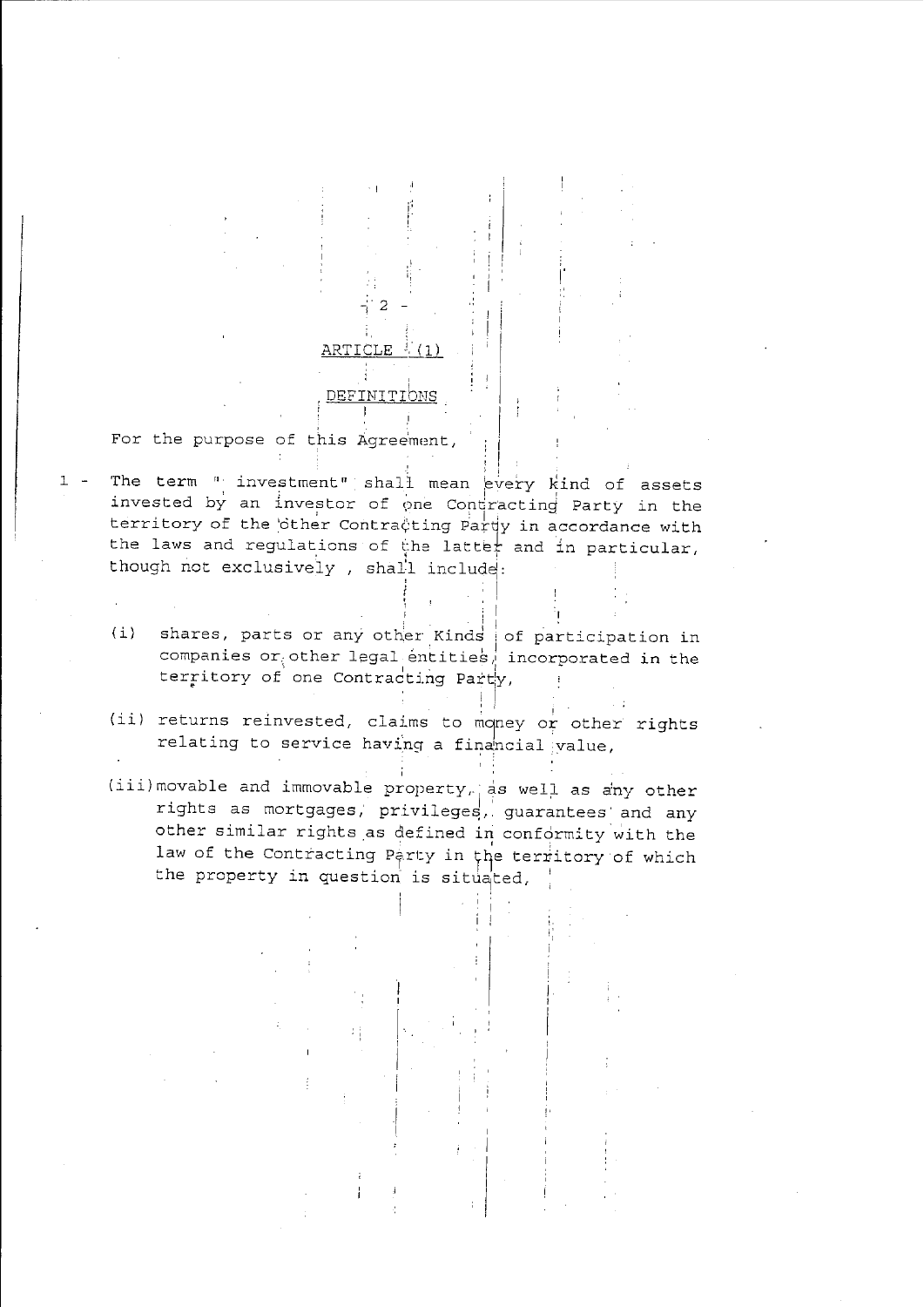## ARTICLE (1)

## DEFINITIONS

For the purpose of this Agreement,

1 - The term " investment" shall mean every kind of assets invested by an investor of one Contracting Party in the territory of the other Contracting Party in accordance with the laws and regulations of the latter and in particular, though not exclusively , shall include:

(i) shares, parts or any other Kinds of participation in companies or other legal entities, incorporated in the territory of one Contracting Party,

(ii) returns reinvested, claims to money or other rights relating to service having a financial value,

(iii) movable and immovable property, as well as any other rights as mortgages, privileges, guarantees and any other similar rights as defined in conformity with the law of the Contracting Party in the territory of which the property in question is situated,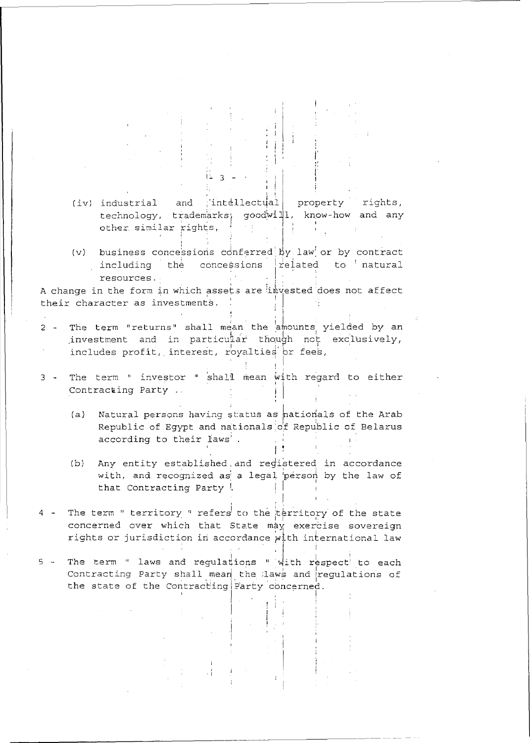(iv) industrial and intellectual property rights, technology, trademarks, goodwill, know-how and any other similar rights,

(v) business concessions conferred by law or by contract including the concessions related to natural resources.

A change in the form in which assets are invested does not affect their character as investments.

2 - The term "returns" shall mean the amounts yielded by an investment and in particular though not exclusively, includes profit, interest, royalties or fees,

3 - The term " investor " shall mean with regard to either Contracting Party ..

(a) Natural persons having status as nationals of the Arab Republic of Egypt and nationals of Republic of Belarus according to their laws .

(b) Any entity established and registered in accordance with, and recognized as a legal person by the law of that Contracting Party .

4 - The term " territory " refers to the territory of the state concerned over which that State may exercise sovereign rights or jurisdiction in accordance with international law

5 - The term " laws and regulations " with respect to each Contracting Party shall mean the laws and regulations of the state of the Contracting Party concerned.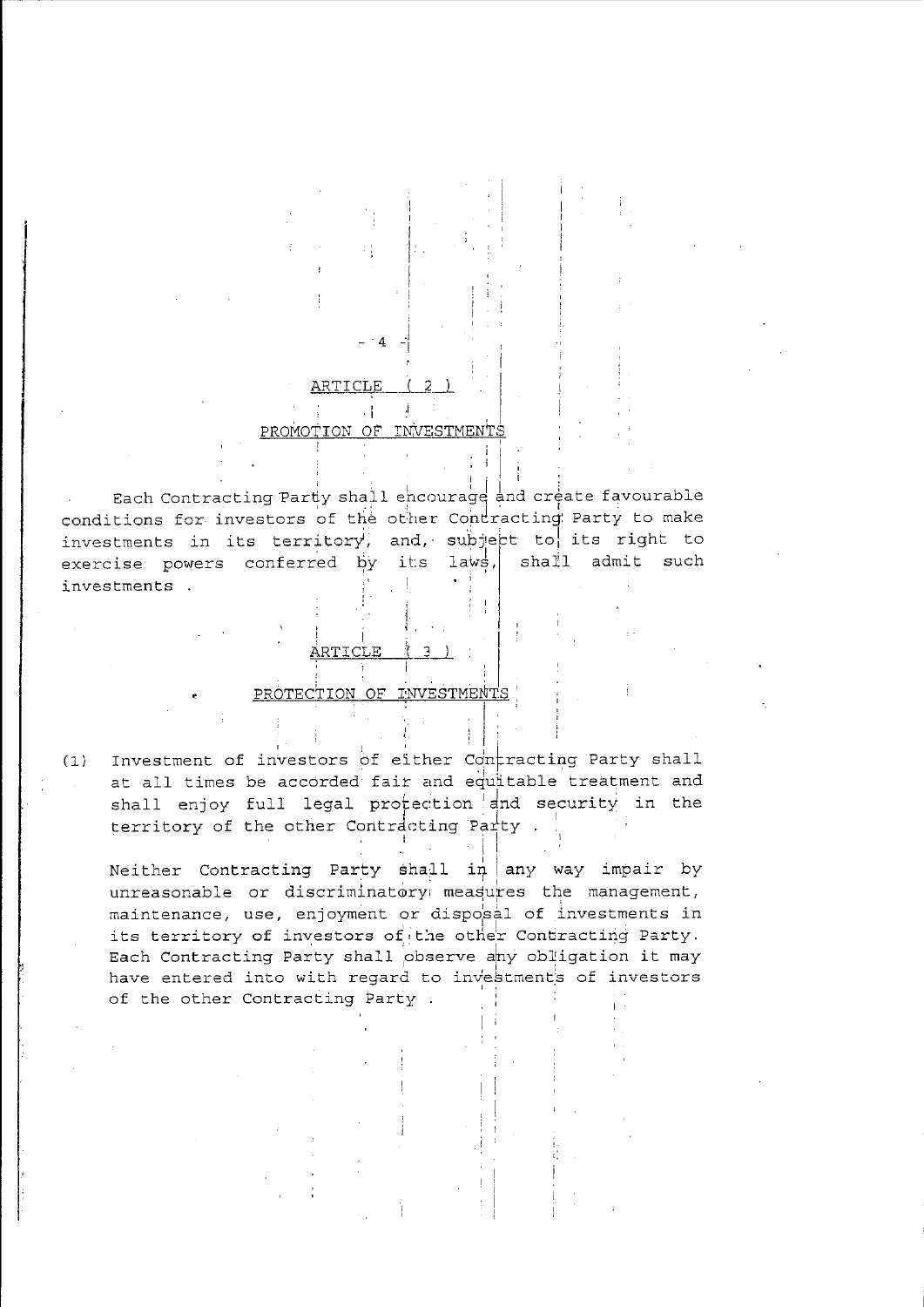## ARTICLE ( 2 )

## PROMOTION OF INVESTMENTS

Each Contracting Party shall encourage and create favourable conditions for investors of the other Contracting Party to make investments in its territory, and, subject to its right to exercise powers conferred by its laws, shall admit such investments .

## ARTICLE ( 3 )

## PROTECTION OF INVESTMENTS

(1) Investment of investors of either Contracting Party shall at all times be accorded fair and equitable treatment and shall enjoy full legal protection and security in the territory of the other Contracting Party .

Neither Contracting Party shall in any way impair by unreasonable or discriminatory measures the management, maintenance, use, enjoyment or disposal of investments in its territory of investors of the other Contracting Party. Each Contracting Party shall observe any obligation it may have entered into with regard to investments of investors of the other Contracting Party .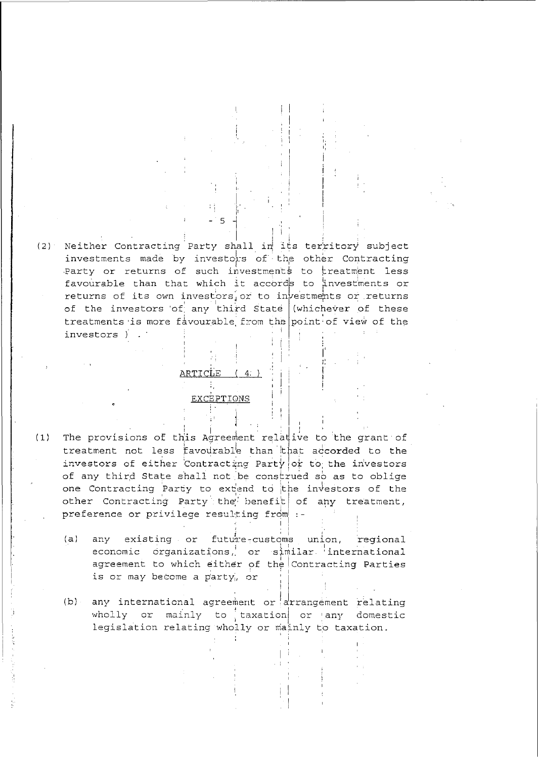(2) Neither Contracting Party shall in its territory subject investments made by investors of the other Contracting Party or returns of such investments to treatment less favourable than that which it accords to investments or returns of its own investors, or to investments or returns of the investors of any third State (whichever of these treatments is more favourable from the point of view of the investors ) .

## ARTICLE ( 4 )

## EXCEPTIONS

(1) The provisions of this Agreement relative to the grant of treatment not less favourable than that accorded to the investors of either Contracting Party or to the investors of any third State shall not be construed so as to oblige one Contracting Party to extend to the investors of the other Contracting Party the benefit of any treatment, preference or privilege resulting from :-

(a) any existing or future customs union, regional economic organizations, or similar international agreement to which either of the Contracting Parties is or may become a party, or

(b) any international agreement or arrangement relating wholly or mainly to taxation or any domestic legislation relating wholly or mainly to taxation.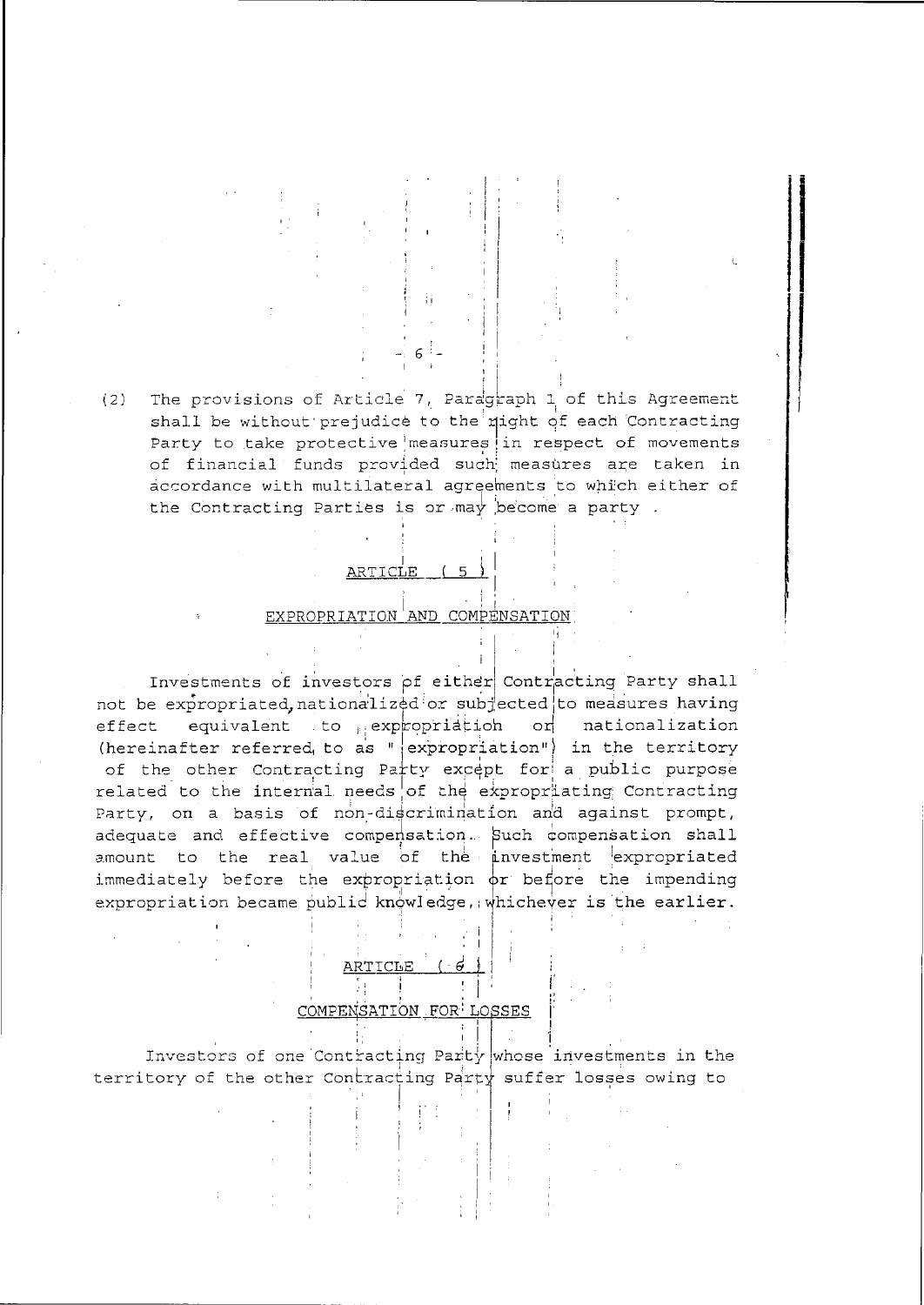(2) The provisions of Article 7, Paragraph 1 of this Agreement shall be without prejudice to the right of each Contracting Party to take protective measures in respect of movements of financial funds provided such measures are taken in accordance with multilateral agreements to which either of the Contracting Parties is or may become a party .

## ARTICLE ( 5 )

## EXPROPRIATION AND COMPENSATION

Investments of investors of either Contracting Party shall not be expropriated, nationalized or subjected to measures having effect equivalent to expropriation or nationalization (hereinafter referred to as "expropriation") in the territory of the other Contracting Party except for a public purpose related to the internal needs of the expropriating Contracting Party, on a basis of non-discrimination and against prompt, adequate and effective compensation. Such compensation shall amount to the real value of the investment expropriated immediately before the expropriation or before the impending expropriation became public knowledge, whichever is the earlier.

## ARTICLE ( 6 )

## COMPENSATION FOR LOSSES

Investors of one Contracting Party whose investments in the territory of the other Contracting Party suffer losses owing to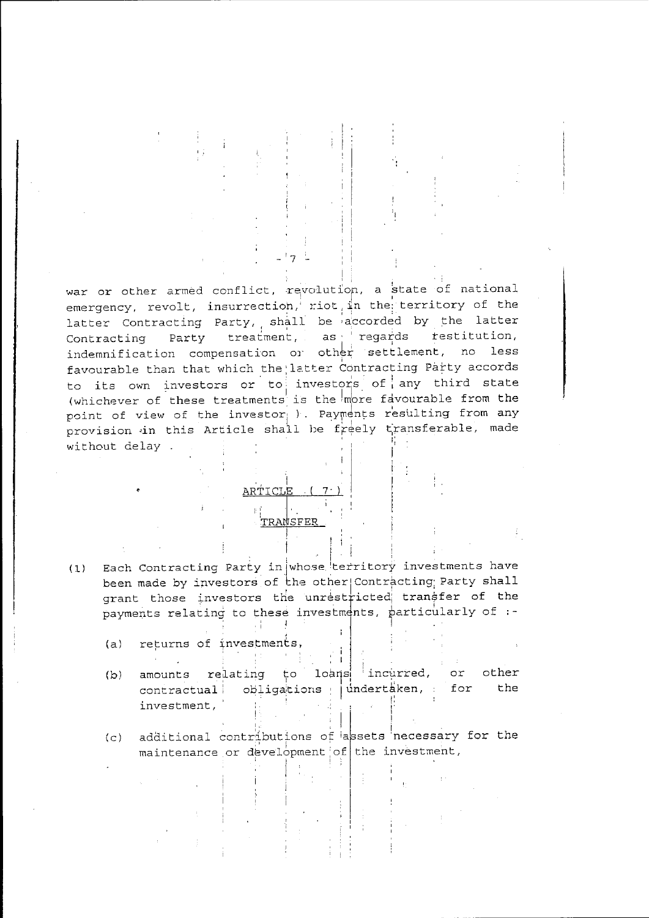war or other armed conflict, revolution, a state of national emergency, revolt, insurrection, riot in the territory of the latter Contracting Party, shall be accorded by the latter Contracting Party treatment, as regards restitution, indemnification compensation or other settlement, no less favourable than that which the latter Contracting Party accords to its own investors or to investors of any third state (whichever of these treatments is the more favourable from the point of view of the investor ). Payments resulting from any provision in this Article shall be freely transferable, made without delay .

## ARTICLE ( 7 )

## TRANSFER

(1) Each Contracting Party in whose territory investments have been made by investors of the other Contracting Party shall grant those investors the unrestricted transfer of the payments relating to these investments, particularly of :-

(a) returns of investments,

(b) amounts relating to loans incurred, or other contractual obligations undertaken, for the investment,

(c) additional contributions of assets necessary for the maintenance or development of the investment,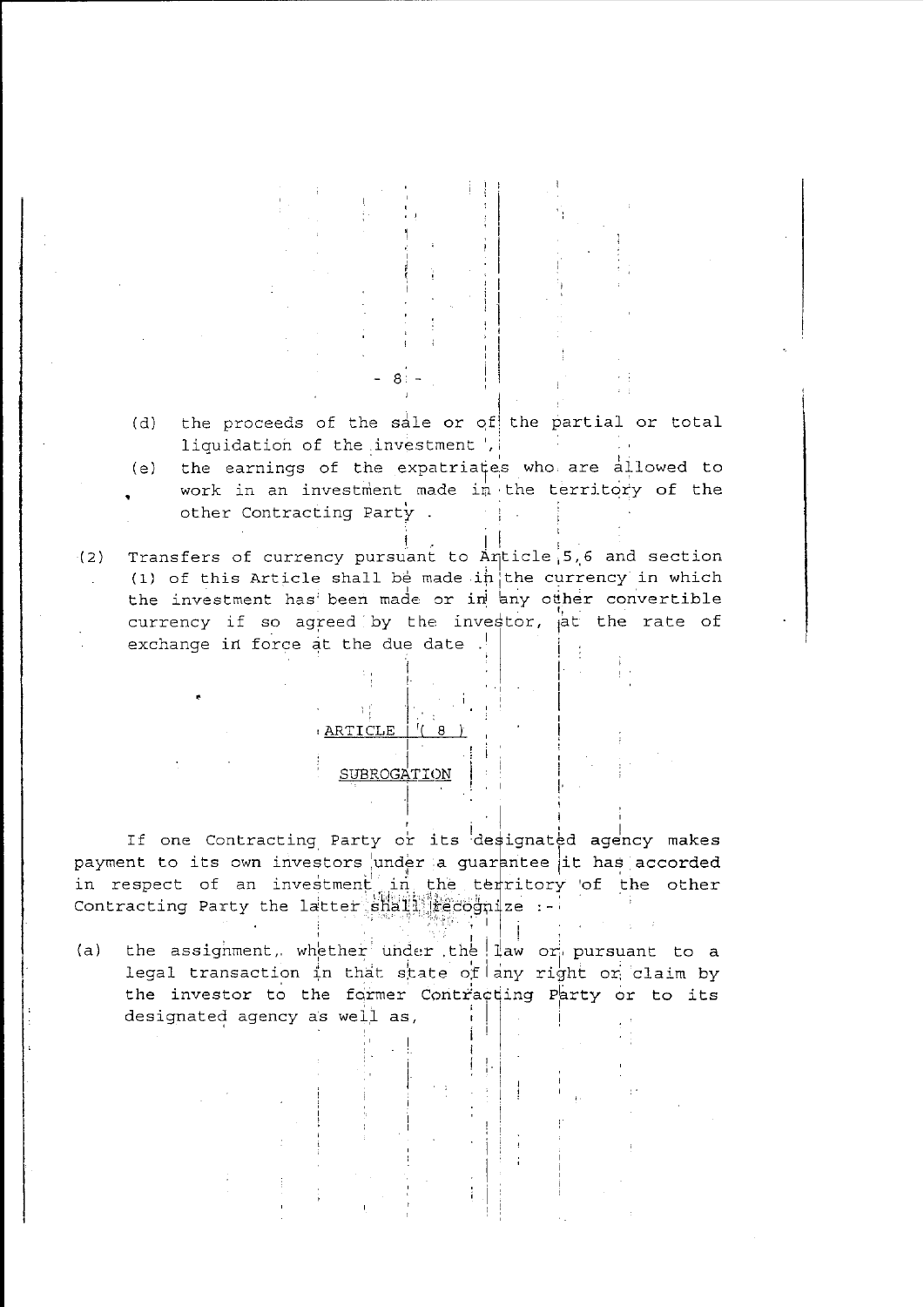(d) the proceeds of the sale or of the partial or total liquidation of the investment ,

(e) the earnings of the expatriates who are allowed to work in an investment made in the territory of the other Contracting Party .

(2) Transfers of currency pursuant to Article 5,6 and section (1) of this Article shall be made in the currency in which the investment has been made or in any other convertible currency if so agreed by the investor, at the rate of exchange in force at the due date .

## ARTICLE ( 8 )

## SUBROGATION

If one Contracting Party or its designated agency makes payment to its own investors under a guarantee it has accorded in respect of an investment in the territory of the other Contracting Party the latter shall recognize :-

(a) the assignment, whether under the law or pursuant to a legal transaction in that state of any right or claim by the investor to the former Contracting Party or to its designated agency as well as,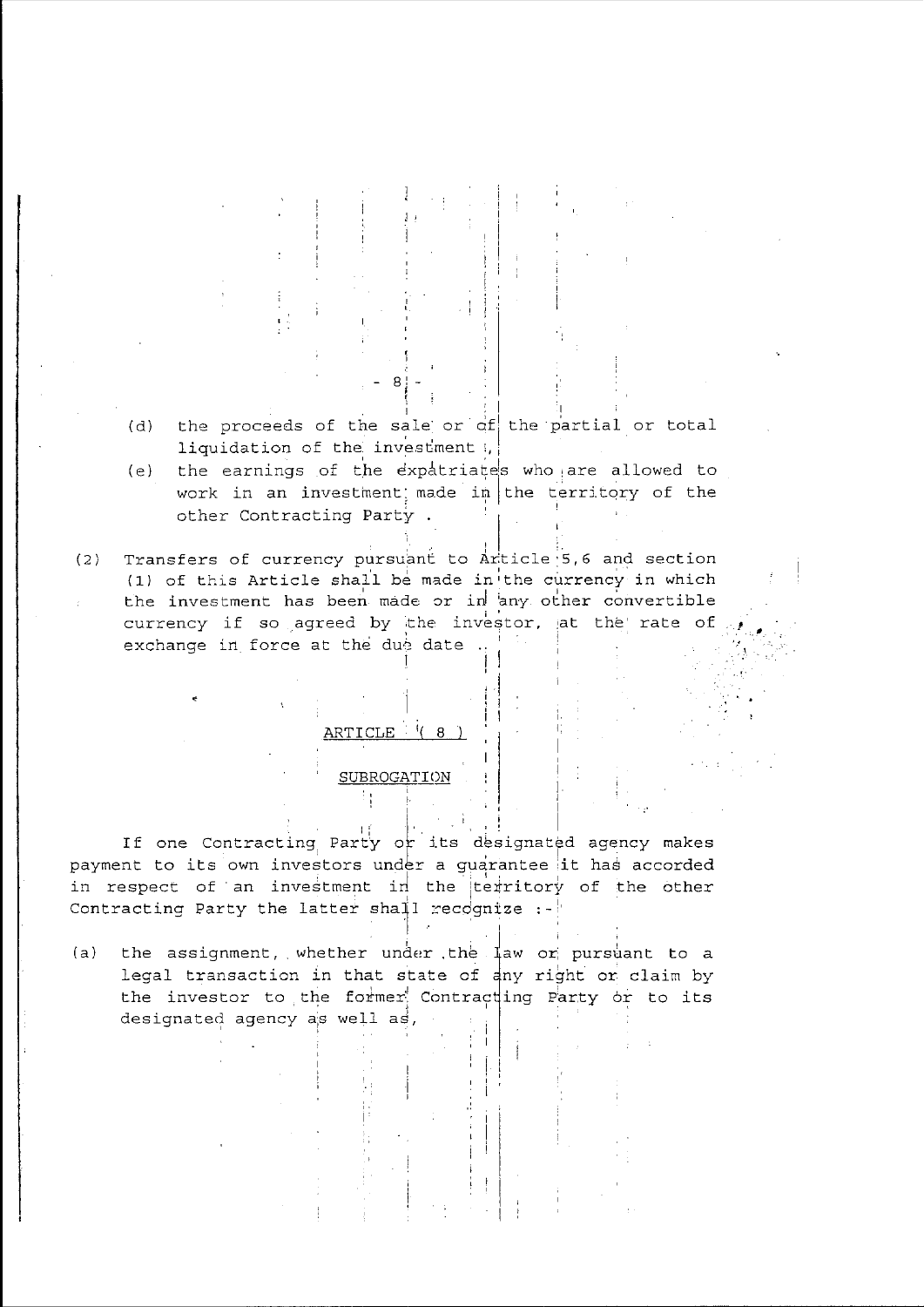(d) the proceeds of the sale or of the partial or total liquidation of the investment ;

(e) the earnings of the expatriates who are allowed to work in an investment made in the territory of the other Contracting Party .

(2) Transfers of currency pursuant to Article 5,6 and section (1) of this Article shall be made in the currency in which the investment has been made or in any other convertible currency if so agreed by the investor, at the rate of exchange in force at the due date .

## ARTICLE ( 8 )

## SUBROGATION

If one Contracting Party or its designated agency makes payment to its own investors under a guarantee it has accorded in respect of an investment in the territory of the other Contracting Party the latter shall recognize :-

(a) the assignment, whether under the law or pursuant to a legal transaction in that state of any right or claim by the investor to the former Contracting Party or to its designated agency as well as,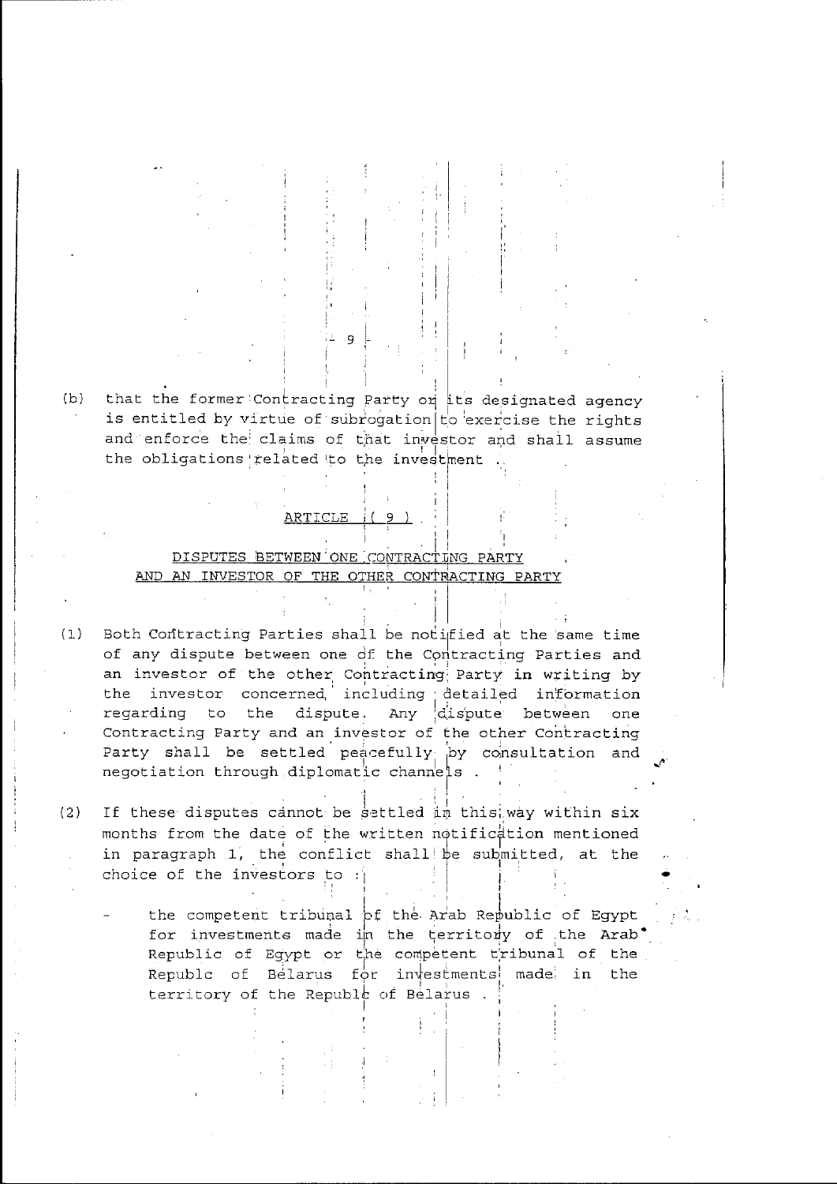(b) that the former Contracting Party or its designated agency is entitled by virtue of subrogation to exercise the rights and enforce the claims of that investor and shall assume the obligations related to the investment .

## ARTICLE ( 9 )

## DISPUTES BETWEEN ONE CONTRACTING PARTY AND AN INVESTOR OF THE OTHER CONTRACTING PARTY

(1) Both Contracting Parties shall be notified at the same time of any dispute between one of the Contracting Parties and an investor of the other Contracting Party in writing by the investor concerned, including detailed information regarding to the dispute. Any dispute between one Contracting Party and an investor of the other Contracting Party shall be settled peacefully by consultation and negotiation through diplomatic channels .

(2) If these disputes cannot be settled in this way within six months from the date of the written notification mentioned in paragraph 1, the conflict shall be submitted, at the choice of the investors to :

- the competent tribunal of the Arab Republic of Egypt for investments made in the territory of the Arab Republic of Egypt or the competent tribunal of the Republc of Belarus for investments made in the territory of the Republc of Belarus .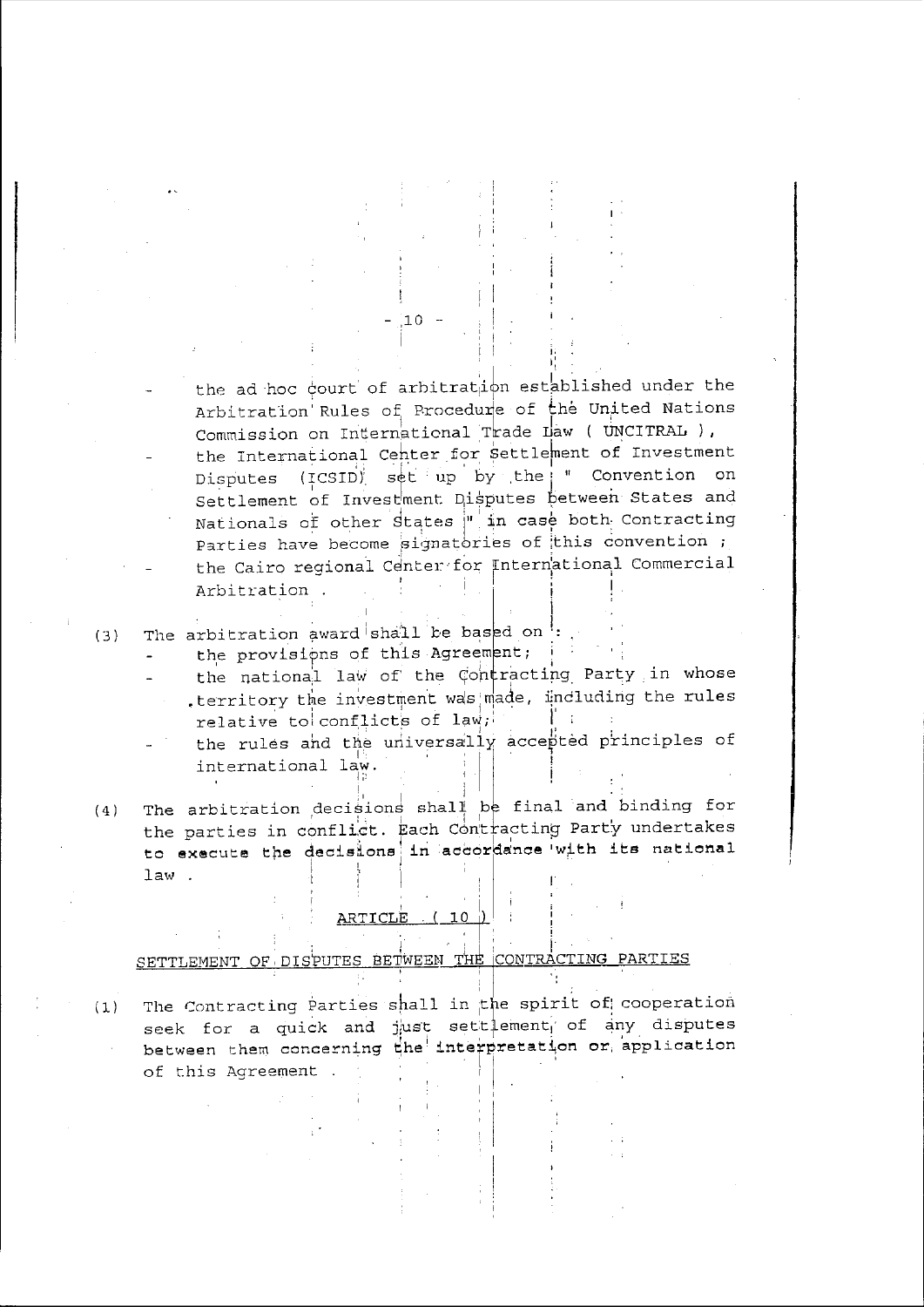- the ad hoc court of arbitration established under the Arbitration Rules of Procedure of the United Nations Commission on International Trade Law ( UNCITRAL ),
- the International Center for Settlement of Investment Disputes (ICSID) set up by the " Convention on Settlement of Investment Disputes between States and Nationals of other States " in case both Contracting Parties have become signatories of this convention ;
- the Cairo regional Center for International Commercial Arbitration .

(3) The arbitration award shall be based on :
- the provisions of this Agreement;
- the national law of the Contracting Party in whose territory the investment was made, including the rules relative to conflicts of law;
- the rules and the universally accepted principles of international law.

(4) The arbitration decisions shall be final and binding for the parties in conflict. Each Contracting Party undertakes to execute the decisions in accordance with its national law .

## ARTICLE ( 10 )

## SETTLEMENT OF DISPUTES BETWEEN THE CONTRACTING PARTIES

(1) The Contracting Parties shall in the spirit of cooperation seek for a quick and just settlement of any disputes between them concerning the interpretation or application of this Agreement .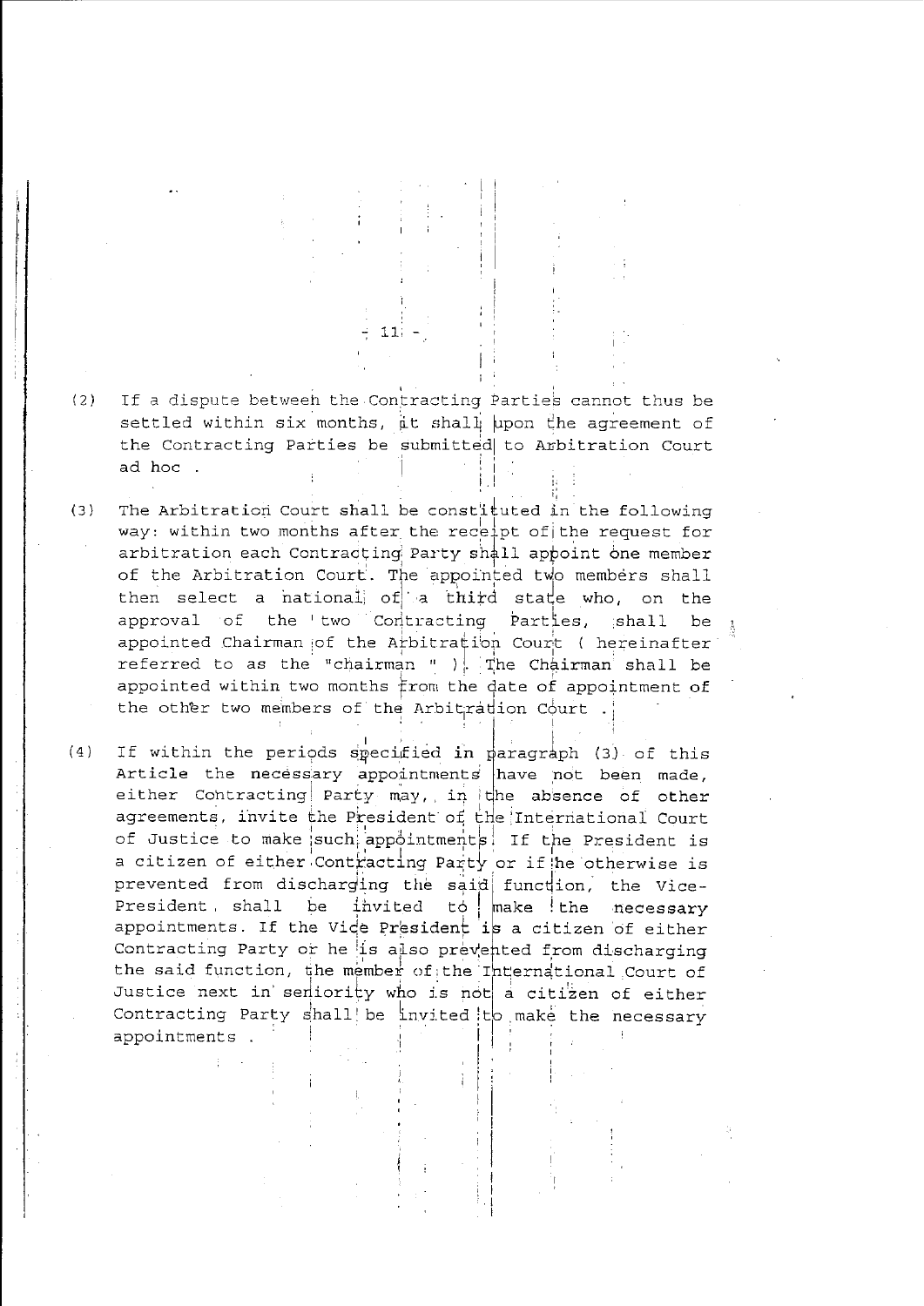(2) If a dispute between the Contracting Parties cannot thus be settled within six months, it shall upon the agreement of the Contracting Parties be submitted to Arbitration Court ad hoc .

(3) The Arbitration Court shall be constituted in the following way: within two months after the receipt of the request for arbitration each Contracting Party shall appoint one member of the Arbitration Court. The appointed two members shall then select a national of a third state who, on the approval of the two Contracting Parties, shall be appointed Chairman of the Arbitration Court ( hereinafter referred to as the "chairman " ). The Chairman shall be appointed within two months from the date of appointment of the other two members of the Arbitration Court .

(4) If within the periods specified in paragraph (3) of this Article the necessary appointments have not been made, either Contracting Party may, in the absence of other agreements, invite the President of the International Court of Justice to make such appointments. If the President is a citizen of either Contracting Party or if he otherwise is prevented from discharging the said function, the Vice-President , shall be invited to make the necessary appointments. If the Vice President is a citizen of either Contracting Party or he is also prevented from discharging the said function, the member of the International Court of Justice next in seniority who is not a citizen of either Contracting Party shall be invited to make the necessary appointments .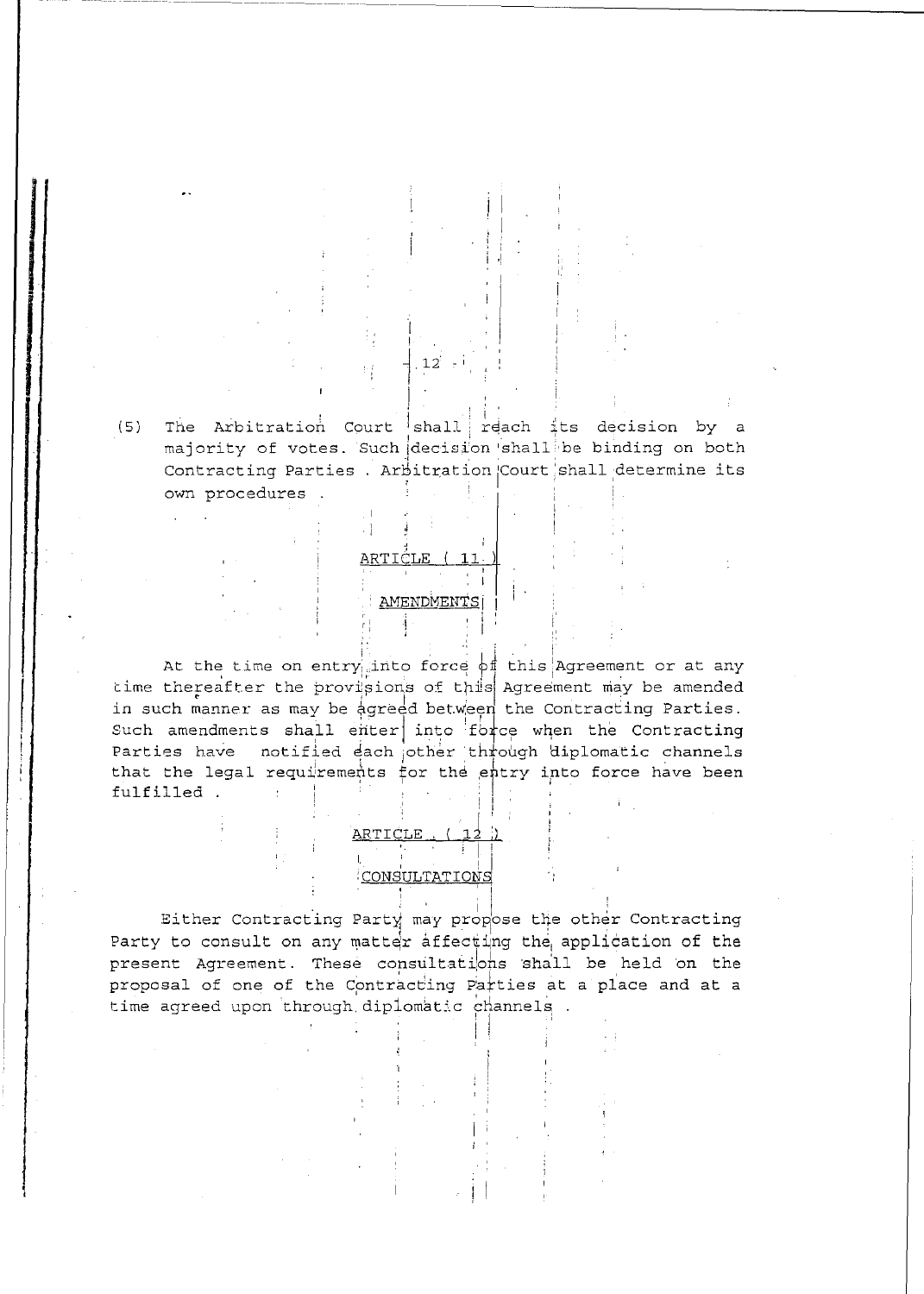(5) The Arbitration Court shall reach its decision by a majority of votes. Such decision shall be binding on both Contracting Parties . Arbitration Court shall determine its own procedures .

## ARTICLE ( 11 )

## AMENDMENTS

At the time on entry into force of this Agreement or at any time thereafter the provisions of this Agreement may be amended in such manner as may be agreed between the Contracting Parties. Such amendments shall enter into force when the Contracting Parties have notified each other through diplomatic channels that the legal requirements for the entry into force have been fulfilled .

## ARTICLE ( 12 )

## CONSULTATIONS

Either Contracting Party may propose the other Contracting Party to consult on any matter affecting the application of the present Agreement. These consultations shall be held on the proposal of one of the Contracting Parties at a place and at a time agreed upon through diplomatic channels .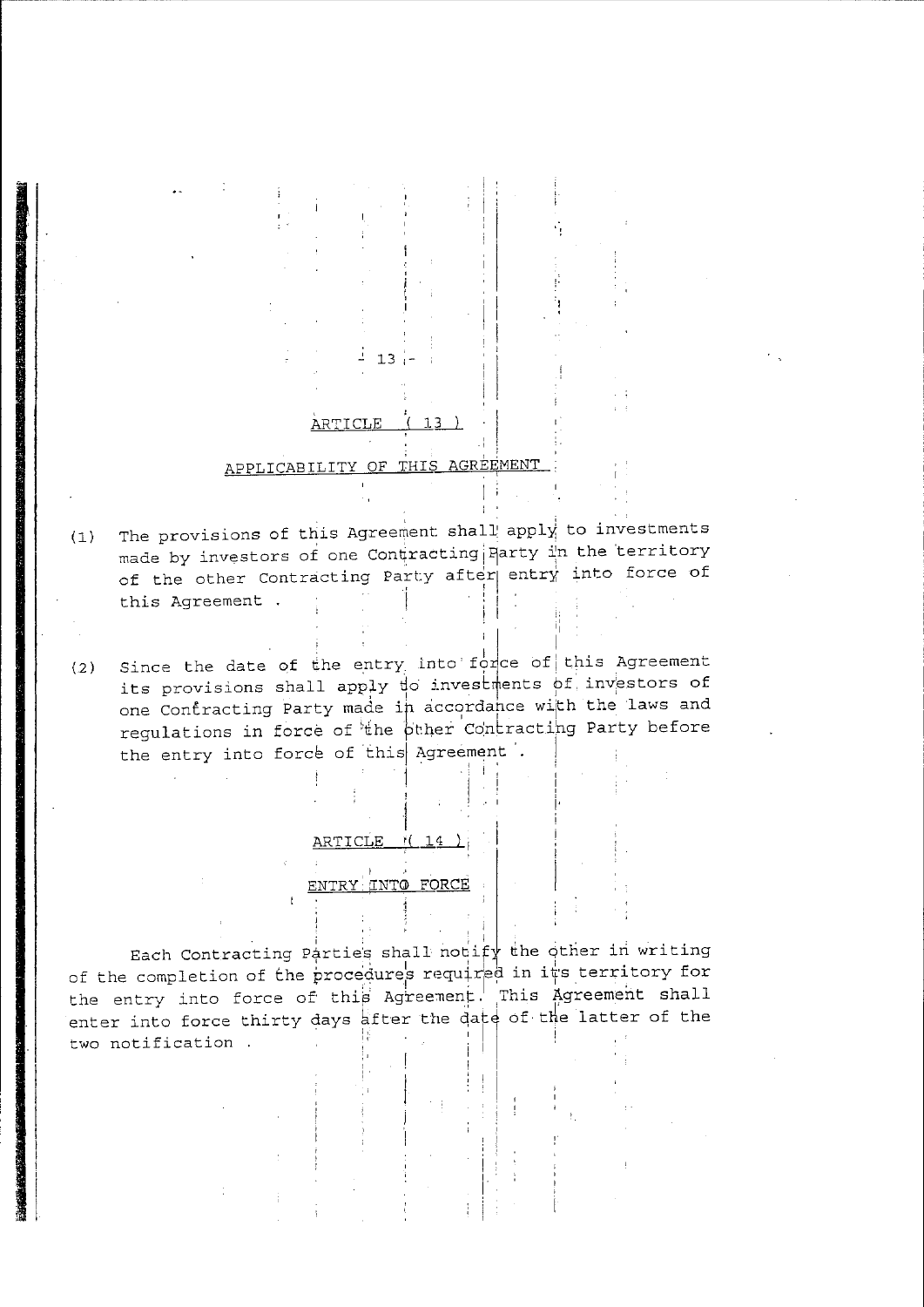## ARTICLE ( 13 )

## APPLICABILITY OF THIS AGREEMENT

(1) The provisions of this Agreement shall apply to investments made by investors of one Contracting Party in the territory of the other Contracting Party after entry into force of this Agreement .

(2) Since the date of the entry into force of this Agreement its provisions shall apply to investments of investors of one Contracting Party made in accordance with the laws and regulations in force of the other Contracting Party before the entry into force of this Agreement .

## ARTICLE ( 14 )

## ENTRY INTO FORCE

Each Contracting Parties shall notify the other in writing of the completion of the procedures required in its territory for the entry into force of this Agreement. This Agreement shall enter into force thirty days after the date of the latter of the two notification .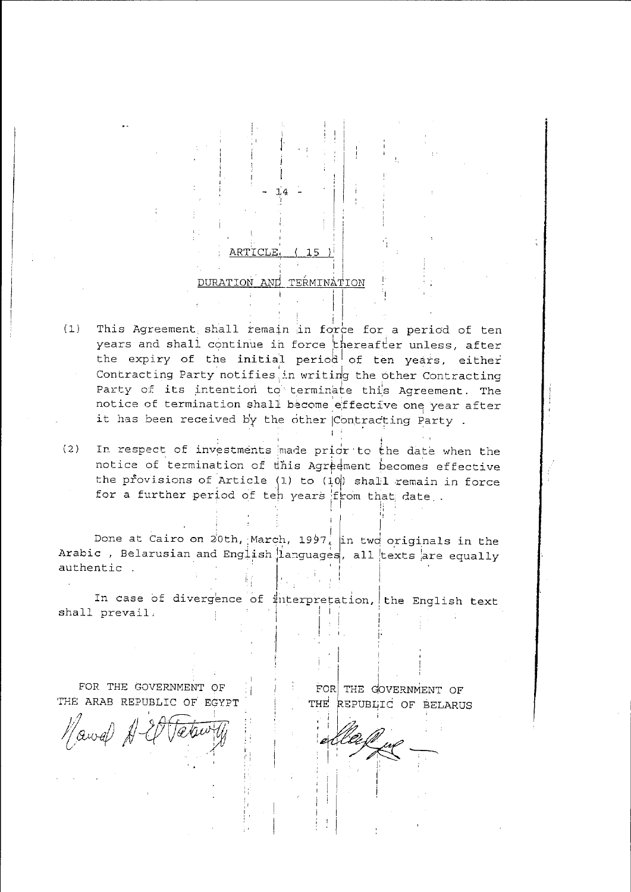## ARTICLE ( 15 )

## DURATION AND TERMINATION

(1) This Agreement shall remain in force for a period of ten years and shall continue in force thereafter unless, after the expiry of the initial period of ten years, either Contracting Party notifies in writing the other Contracting Party of its intention to terminate this Agreement. The notice of termination shall become effective one year after it has been received by the other Contracting Party .

(2) In respect of investments made prior to the date when the notice of termination of this Agreement becomes effective the provisions of Article (1) to (10) shall remain in force for a further period of ten years from that date. .

Done at Cairo on 20th, March, 1997, in two originals in the Arabic , Belarusian and English languages, all texts are equally authentic .

In case of divergence of interpretation, the English text shall prevail.

| | |
|---|---|
| FOR THE GOVERNMENT OF THE ARAB REPUBLIC OF EGYPT | FOR THE GOVERNMENT OF THE REPUBLIC OF BELARUS |